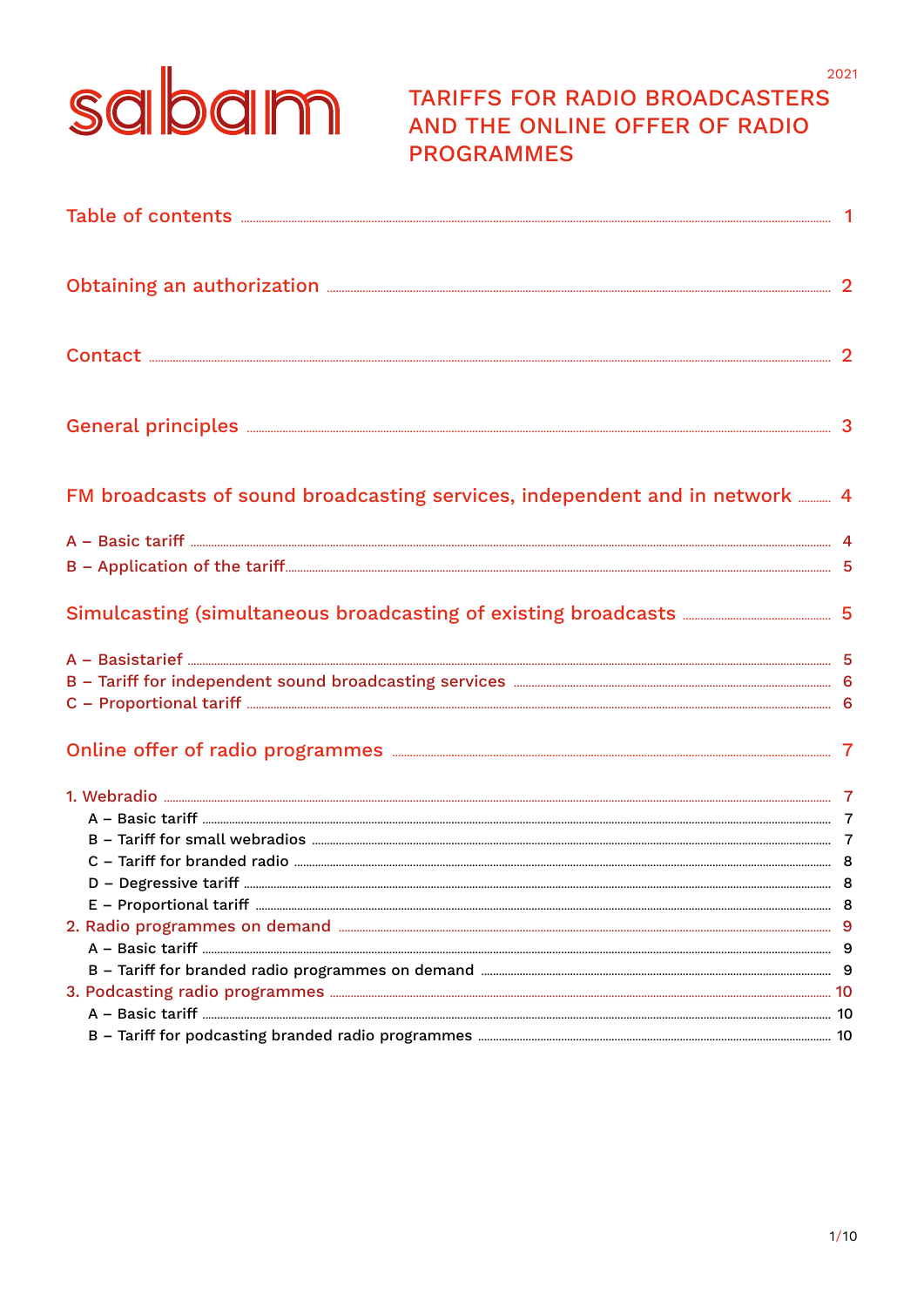sabam

2021

# TARIFFS FOR RADIO BROADCASTERS AND THE ONLINE OFFER OF RADIO PROGRAMMES

| | |
|---|---|
| Table of contents | 1 |
| Obtaining an authorization | 2 |
| Contact | 2 |
| General principles | 3 |
| FM broadcasts of sound broadcasting services, independent and in network | 4 |
| A – Basic tariff | 4 |
| B – Application of the tariff | 5 |
| Simulcasting (simultaneous broadcasting of existing broadcasts | 5 |
| A – Basistarief | 5 |
| B – Tariff for independent sound broadcasting services | 6 |
| C – Proportional tariff | 6 |
| Online offer of radio programmes | 7 |
| 1. Webradio | 7 |
| A – Basic tariff | 7 |
| B – Tariff for small webradios | 7 |
| C – Tariff for branded radio | 8 |
| D – Degressive tariff | 8 |
| E – Proportional tariff | 8 |
| 2. Radio programmes on demand | 9 |
| A – Basic tariff | 9 |
| B – Tariff for branded radio programmes on demand | 9 |
| 3. Podcasting radio programmes | 10 |
| A – Basic tariff | 10 |
| B – Tariff for podcasting branded radio programmes | 10 |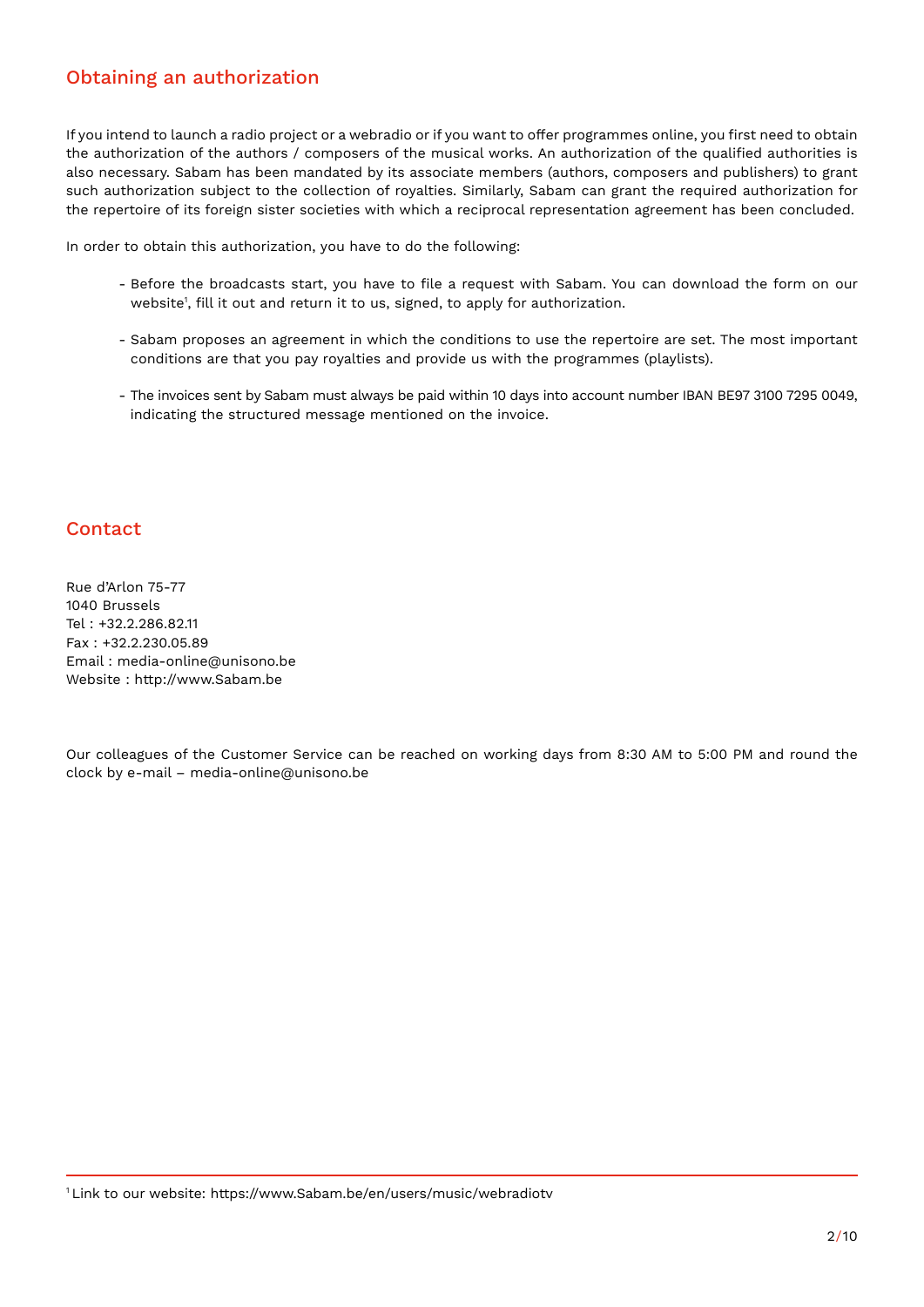## Obtaining an authorization

If you intend to launch a radio project or a webradio or if you want to offer programmes online, you first need to obtain the authorization of the authors / composers of the musical works. An authorization of the qualified authorities is also necessary. Sabam has been mandated by its associate members (authors, composers and publishers) to grant such authorization subject to the collection of royalties. Similarly, Sabam can grant the required authorization for the repertoire of its foreign sister societies with which a reciprocal representation agreement has been concluded.

In order to obtain this authorization, you have to do the following:

- Before the broadcasts start, you have to file a request with Sabam. You can download the form on our website[1], fill it out and return it to us, signed, to apply for authorization.
- Sabam proposes an agreement in which the conditions to use the repertoire are set. The most important conditions are that you pay royalties and provide us with the programmes (playlists).
- The invoices sent by Sabam must always be paid within 10 days into account number IBAN BE97 3100 7295 0049, indicating the structured message mentioned on the invoice.

## Contact

Rue d'Arlon 75-77
1040 Brussels
Tel : +32.2.286.82.11
Fax : +32.2.230.05.89
Email : media-online@unisono.be
Website : http://www.Sabam.be

Our colleagues of the Customer Service can be reached on working days from 8:30 AM to 5:00 PM and round the clock by e-mail – media-online@unisono.be

[1] Link to our website: https://www.Sabam.be/en/users/music/webradiotv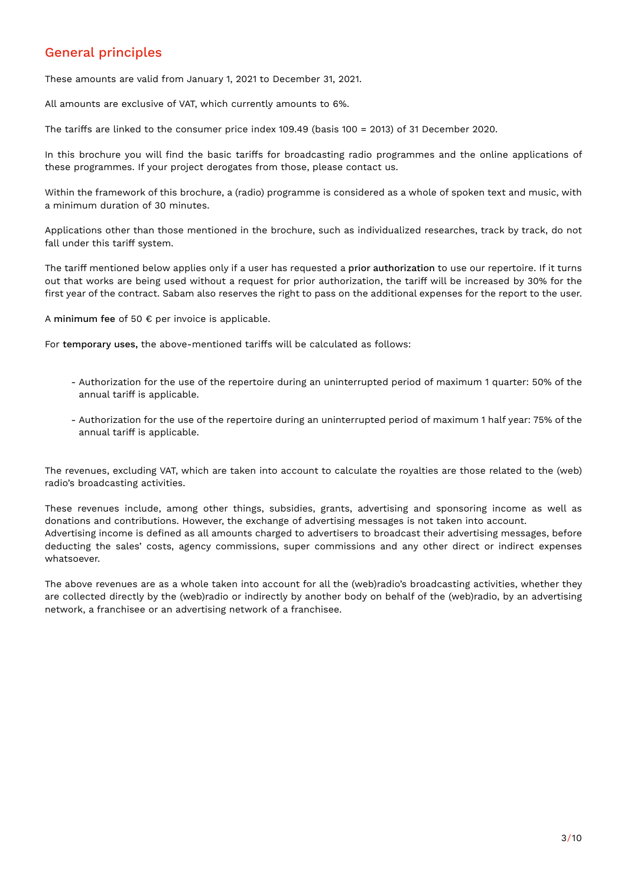## General principles

These amounts are valid from January 1, 2021 to December 31, 2021.

All amounts are exclusive of VAT, which currently amounts to 6%.

The tariffs are linked to the consumer price index 109.49 (basis 100 = 2013) of 31 December 2020.

In this brochure you will find the basic tariffs for broadcasting radio programmes and the online applications of these programmes. If your project derogates from those, please contact us.

Within the framework of this brochure, a (radio) programme is considered as a whole of spoken text and music, with a minimum duration of 30 minutes.

Applications other than those mentioned in the brochure, such as individualized researches, track by track, do not fall under this tariff system.

The tariff mentioned below applies only if a user has requested a **prior authorization** to use our repertoire. If it turns out that works are being used without a request for prior authorization, the tariff will be increased by 30% for the first year of the contract. Sabam also reserves the right to pass on the additional expenses for the report to the user.

A **minimum fee** of 50 € per invoice is applicable.

For **temporary uses**, the above-mentioned tariffs will be calculated as follows:

- Authorization for the use of the repertoire during an uninterrupted period of maximum 1 quarter: 50% of the annual tariff is applicable.
- Authorization for the use of the repertoire during an uninterrupted period of maximum 1 half year: 75% of the annual tariff is applicable.

The revenues, excluding VAT, which are taken into account to calculate the royalties are those related to the (web) radio's broadcasting activities.

These revenues include, among other things, subsidies, grants, advertising and sponsoring income as well as donations and contributions. However, the exchange of advertising messages is not taken into account.
Advertising income is defined as all amounts charged to advertisers to broadcast their advertising messages, before deducting the sales' costs, agency commissions, super commissions and any other direct or indirect expenses whatsoever.

The above revenues are as a whole taken into account for all the (web)radio's broadcasting activities, whether they are collected directly by the (web)radio or indirectly by another body on behalf of the (web)radio, by an advertising network, a franchisee or an advertising network of a franchisee.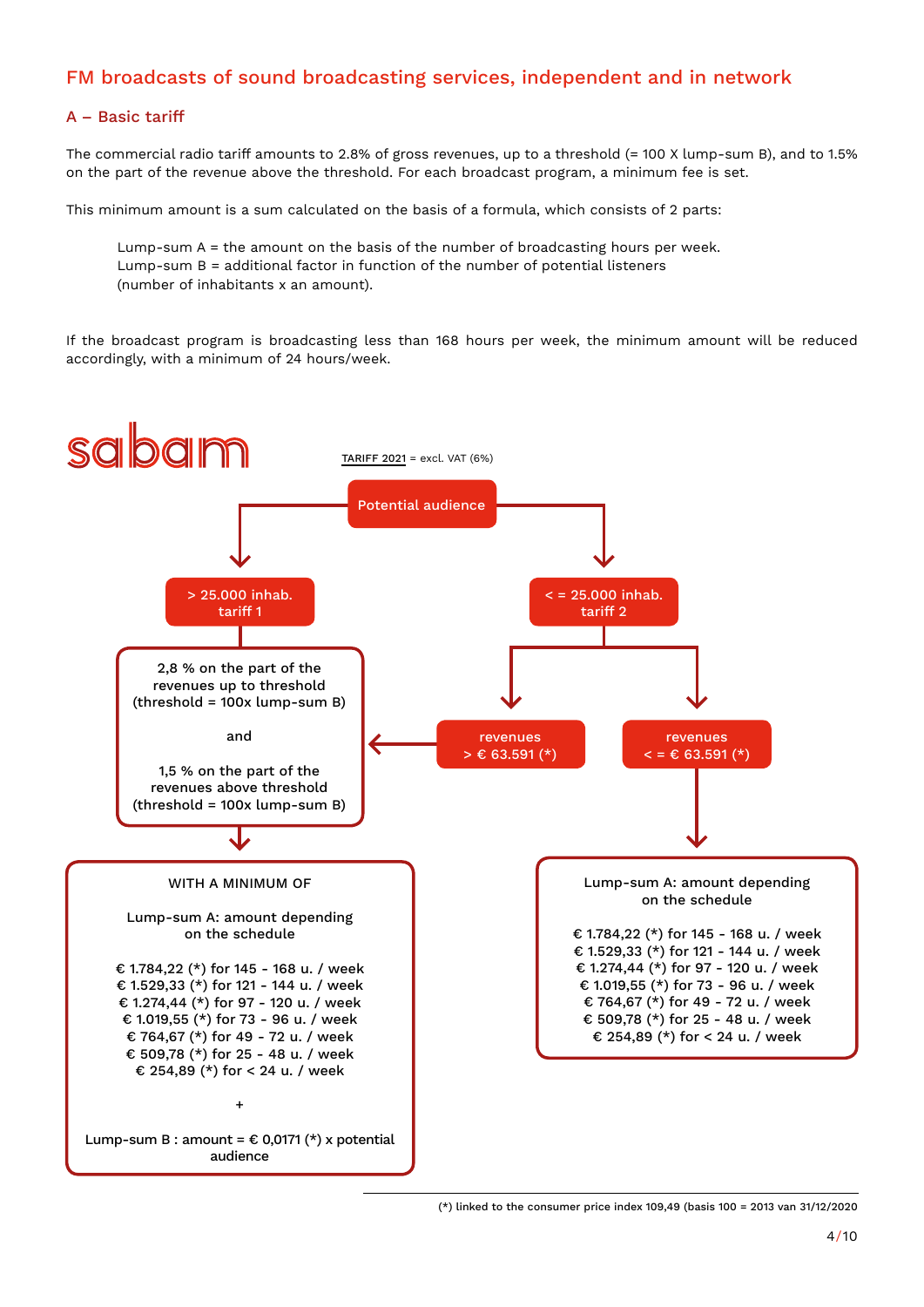## FM broadcasts of sound broadcasting services, independent and in network

### A – Basic tariff

The commercial radio tariff amounts to 2.8% of gross revenues, up to a threshold (= 100 X lump-sum B), and to 1.5% on the part of the revenue above the threshold. For each broadcast program, a minimum fee is set.

This minimum amount is a sum calculated on the basis of a formula, which consists of 2 parts:

> Lump-sum A = the amount on the basis of the number of broadcasting hours per week.
> Lump-sum B = additional factor in function of the number of potential listeners (number of inhabitants x an amount).

If the broadcast program is broadcasting less than 168 hours per week, the minimum amount will be reduced accordingly, with a minimum of 24 hours/week.

sabam

TARIFF 2021 = excl. VAT (6%)

**Potential audience**

**> 25.000 inhab. – tariff 1**

2,8 % on the part of the revenues up to threshold (threshold = 100x lump-sum B)

and

1,5 % on the part of the revenues above threshold (threshold = 100x lump-sum B)

WITH A MINIMUM OF

Lump-sum A: amount depending on the schedule

- € 1.784,22 (*) for 145 - 168 u. / week
- € 1.529,33 (*) for 121 - 144 u. / week
- € 1.274,44 (*) for 97 - 120 u. / week
- € 1.019,55 (*) for 73 - 96 u. / week
- € 764,67 (*) for 49 - 72 u. / week
- € 509,78 (*) for 25 - 48 u. / week
- € 254,89 (*) for < 24 u. / week

\+

Lump-sum B : amount = € 0,0171 (*) x potential audience

**< = 25.000 inhab. – tariff 2**

- revenues > € 63.591 (*) → see tariff 1 (2,8 % / 1,5 %)
- revenues < = € 63.591 (*) →

Lump-sum A: amount depending on the schedule

- € 1.784,22 (*) for 145 - 168 u. / week
- € 1.529,33 (*) for 121 - 144 u. / week
- € 1.274,44 (*) for 97 - 120 u. / week
- € 1.019,55 (*) for 73 - 96 u. / week
- € 764,67 (*) for 49 - 72 u. / week
- € 509,78 (*) for 25 - 48 u. / week
- € 254,89 (*) for < 24 u. / week

(*) linked to the consumer price index 109,49 (basis 100 = 2013 van 31/12/2020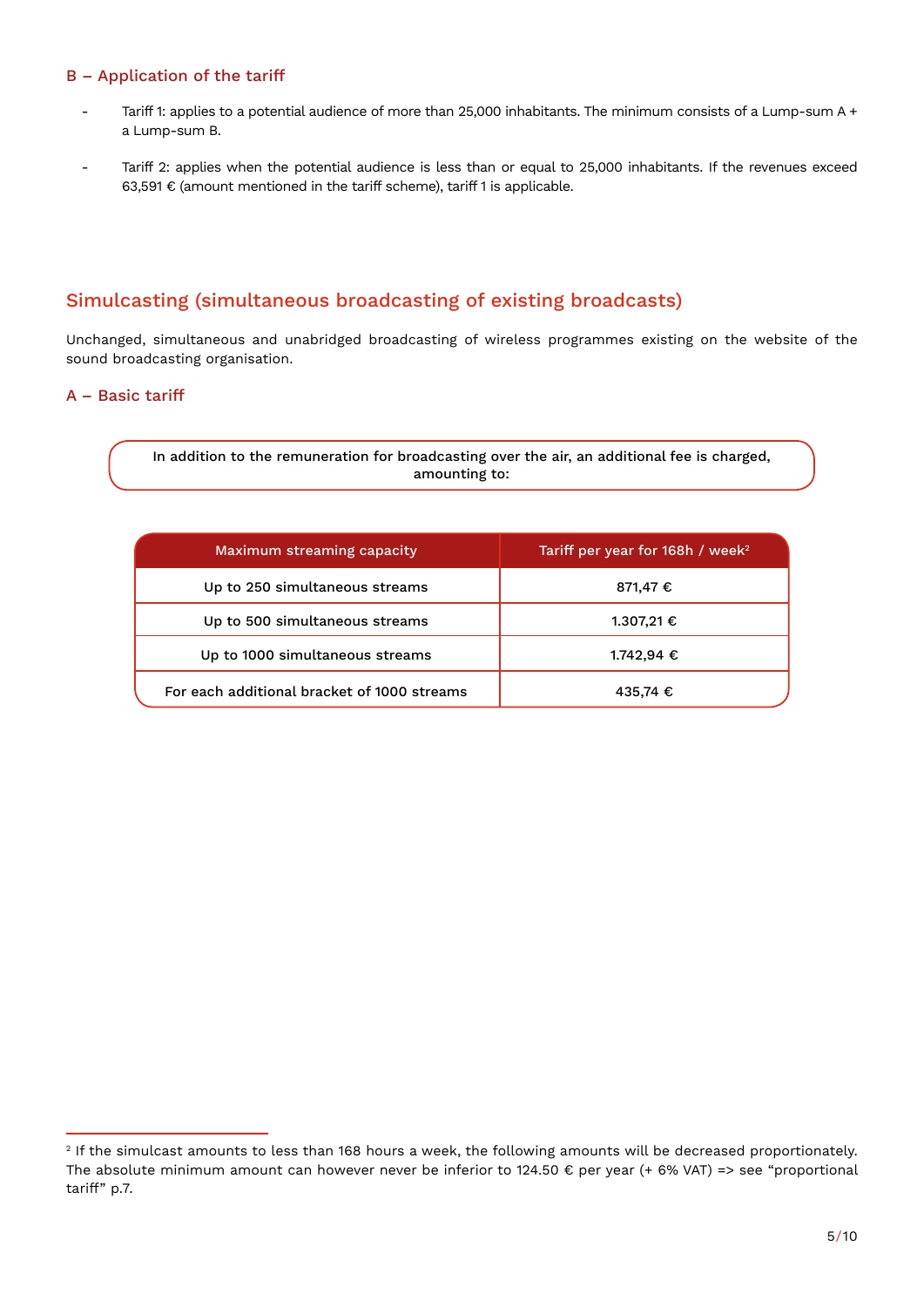### B – Application of the tariff

- Tariff 1: applies to a potential audience of more than 25,000 inhabitants. The minimum consists of a Lump-sum A + a Lump-sum B.
- Tariff 2: applies when the potential audience is less than or equal to 25,000 inhabitants. If the revenues exceed 63,591 € (amount mentioned in the tariff scheme), tariff 1 is applicable.

## Simulcasting (simultaneous broadcasting of existing broadcasts)

Unchanged, simultaneous and unabridged broadcasting of wireless programmes existing on the website of the sound broadcasting organisation.

### A – Basic tariff

**In addition to the remuneration for broadcasting over the air, an additional fee is charged, amounting to:**

| Maximum streaming capacity | Tariff per year for 168h / week[2] |
|---|---|
| Up to 250 simultaneous streams | 871,47 € |
| Up to 500 simultaneous streams | 1.307,21 € |
| Up to 1000 simultaneous streams | 1.742,94 € |
| For each additional bracket of 1000 streams | 435,74 € |

[2] If the simulcast amounts to less than 168 hours a week, the following amounts will be decreased proportionately. The absolute minimum amount can however never be inferior to 124.50 € per year (+ 6% VAT) => see "proportional tariff" p.7.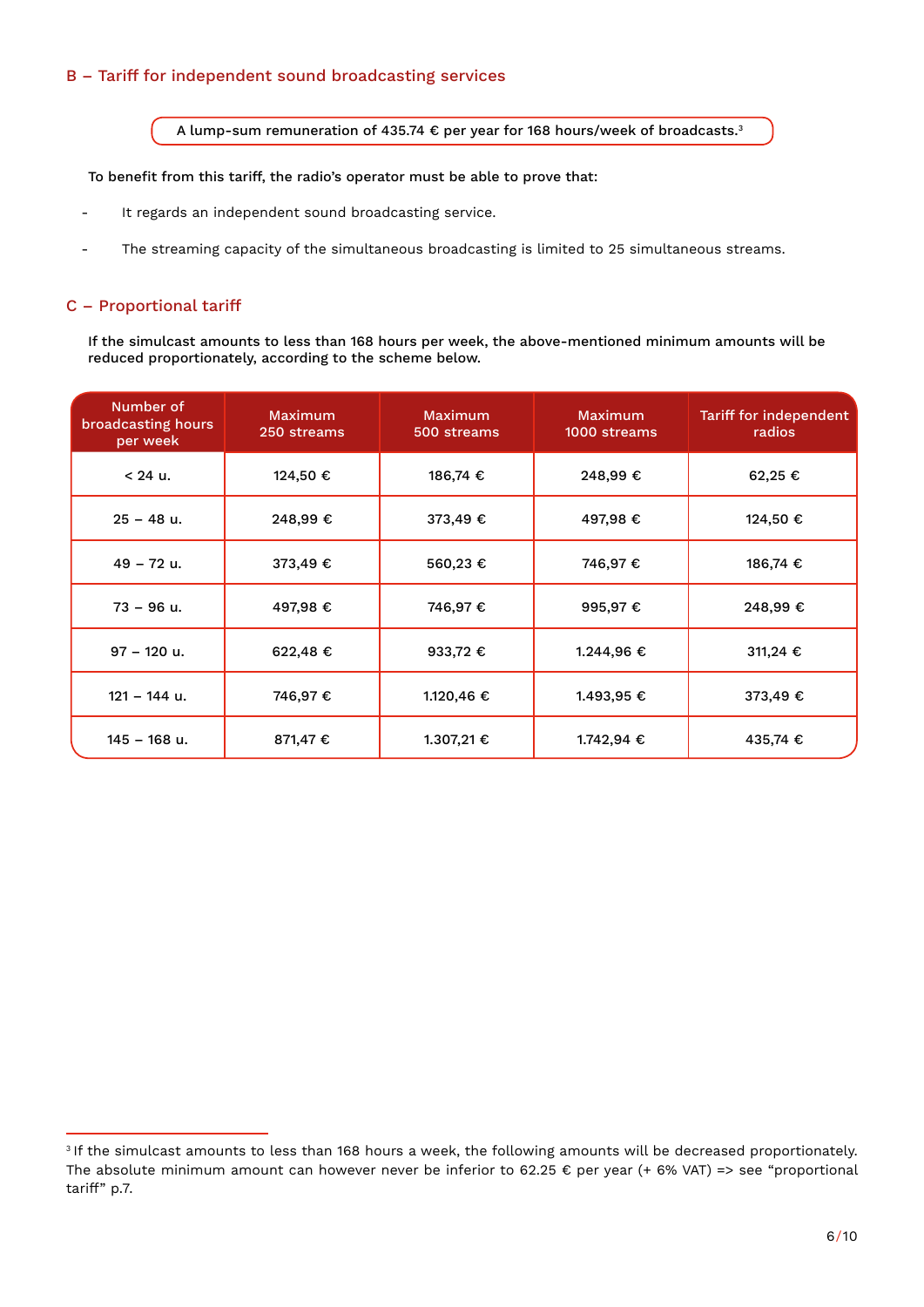## B – Tariff for independent sound broadcasting services

**A lump-sum remuneration of 435.74 € per year for 168 hours/week of broadcasts.[3]**

**To benefit from this tariff, the radio's operator must be able to prove that:**

- It regards an independent sound broadcasting service.
- The streaming capacity of the simultaneous broadcasting is limited to 25 simultaneous streams.

## C – Proportional tariff

**If the simulcast amounts to less than 168 hours per week, the above-mentioned minimum amounts will be reduced proportionately, according to the scheme below.**

| Number of broadcasting hours per week | Maximum 250 streams | Maximum 500 streams | Maximum 1000 streams | Tariff for independent radios |
|---|---|---|---|---|
| < 24 u. | 124,50 € | 186,74 € | 248,99 € | 62,25 € |
| 25 – 48 u. | 248,99 € | 373,49 € | 497,98 € | 124,50 € |
| 49 – 72 u. | 373,49 € | 560,23 € | 746,97 € | 186,74 € |
| 73 – 96 u. | 497,98 € | 746,97 € | 995,97 € | 248,99 € |
| 97 – 120 u. | 622,48 € | 933,72 € | 1.244,96 € | 311,24 € |
| 121 – 144 u. | 746,97 € | 1.120,46 € | 1.493,95 € | 373,49 € |
| 145 – 168 u. | 871,47 € | 1.307,21 € | 1.742,94 € | 435,74 € |

[3] If the simulcast amounts to less than 168 hours a week, the following amounts will be decreased proportionately. The absolute minimum amount can however never be inferior to 62.25 € per year (+ 6% VAT) => see "proportional tariff" p.7.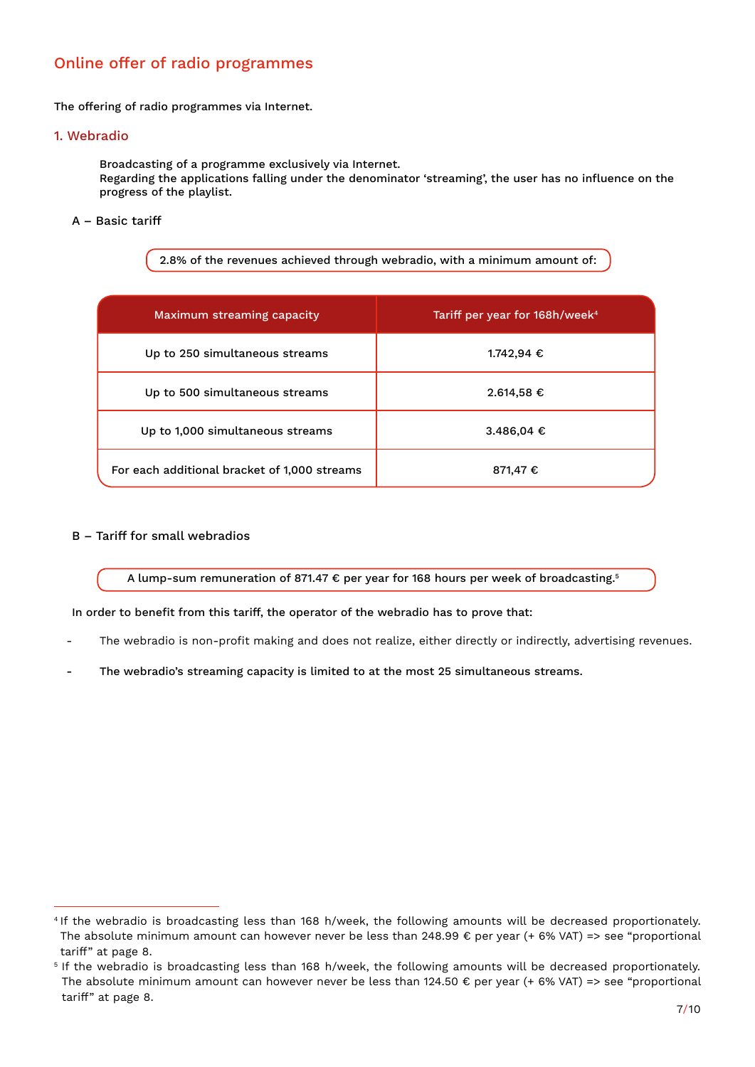## Online offer of radio programmes

The offering of radio programmes via Internet.

### 1. Webradio

Broadcasting of a programme exclusively via Internet.
Regarding the applications falling under the denominator 'streaming', the user has no influence on the progress of the playlist.

A – Basic tariff

2.8% of the revenues achieved through webradio, with a minimum amount of:

| Maximum streaming capacity | Tariff per year for 168h/week[4] |
|---|---|
| Up to 250 simultaneous streams | 1.742,94 € |
| Up to 500 simultaneous streams | 2.614,58 € |
| Up to 1,000 simultaneous streams | 3.486,04 € |
| For each additional bracket of 1,000 streams | 871,47 € |

B – Tariff for small webradios

A lump-sum remuneration of 871.47 € per year for 168 hours per week of broadcasting.[5]

In order to benefit from this tariff, the operator of the webradio has to prove that:

- The webradio is non-profit making and does not realize, either directly or indirectly, advertising revenues.
- The webradio's streaming capacity is limited to at the most 25 simultaneous streams.

---

[4] If the webradio is broadcasting less than 168 h/week, the following amounts will be decreased proportionately. The absolute minimum amount can however never be less than 248.99 € per year (+ 6% VAT) => see "proportional tariff" at page 8.

[5] If the webradio is broadcasting less than 168 h/week, the following amounts will be decreased proportionately. The absolute minimum amount can however never be less than 124.50 € per year (+ 6% VAT) => see "proportional tariff" at page 8.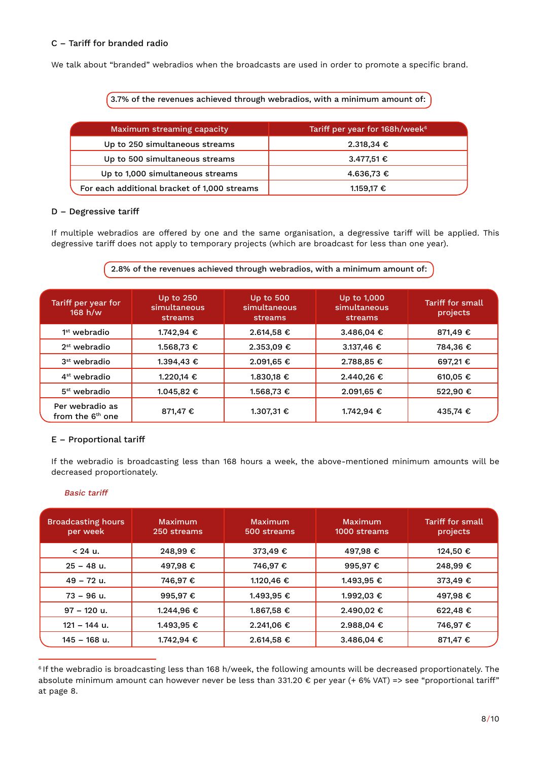### C – Tariff for branded radio

We talk about "branded" webradios when the broadcasts are used in order to promote a specific brand.

3.7% of the revenues achieved through webradios, with a minimum amount of:

| Maximum streaming capacity | Tariff per year for 168h/week[6] |
|---|---|
| Up to 250 simultaneous streams | 2.318,34 € |
| Up to 500 simultaneous streams | 3.477,51 € |
| Up to 1,000 simultaneous streams | 4.636,73 € |
| For each additional bracket of 1,000 streams | 1.159,17 € |

### D – Degressive tariff

If multiple webradios are offered by one and the same organisation, a degressive tariff will be applied. This degressive tariff does not apply to temporary projects (which are broadcast for less than one year).

2.8% of the revenues achieved through webradios, with a minimum amount of:

| Tariff per year for 168 h/w | Up to 250 simultaneous streams | Up to 500 simultaneous streams | Up to 1,000 simultaneous streams | Tariff for small projects |
|---|---|---|---|---|
| 1st webradio | 1.742,94 € | 2.614,58 € | 3.486,04 € | 871,49 € |
| 2st webradio | 1.568,73 € | 2.353,09 € | 3.137,46 € | 784,36 € |
| 3st webradio | 1.394,43 € | 2.091,65 € | 2.788,85 € | 697,21 € |
| 4st webradio | 1.220,14 € | 1.830,18 € | 2.440,26 € | 610,05 € |
| 5st webradio | 1.045,82 € | 1.568,73 € | 2.091,65 € | 522,90 € |
| Per webradio as from the 6th one | 871,47 € | 1.307,31 € | 1.742,94 € | 435,74 € |

### E – Proportional tariff

If the webradio is broadcasting less than 168 hours a week, the above-mentioned minimum amounts will be decreased proportionately.

*Basic tariff*

| Broadcasting hours per week | Maximum 250 streams | Maximum 500 streams | Maximum 1000 streams | Tariff for small projects |
|---|---|---|---|---|
| < 24 u. | 248,99 € | 373,49 € | 497,98 € | 124,50 € |
| 25 – 48 u. | 497,98 € | 746,97 € | 995,97 € | 248,99 € |
| 49 – 72 u. | 746,97 € | 1.120,46 € | 1.493,95 € | 373,49 € |
| 73 – 96 u. | 995,97 € | 1.493,95 € | 1.992,03 € | 497,98 € |
| 97 – 120 u. | 1.244,96 € | 1.867,58 € | 2.490,02 € | 622,48 € |
| 121 – 144 u. | 1.493,95 € | 2.241,06 € | 2.988,04 € | 746,97 € |
| 145 – 168 u. | 1.742,94 € | 2.614,58 € | 3.486,04 € | 871,47 € |

[6] If the webradio is broadcasting less than 168 h/week, the following amounts will be decreased proportionately. The absolute minimum amount can however never be less than 331.20 € per year (+ 6% VAT) => see "proportional tariff" at page 8.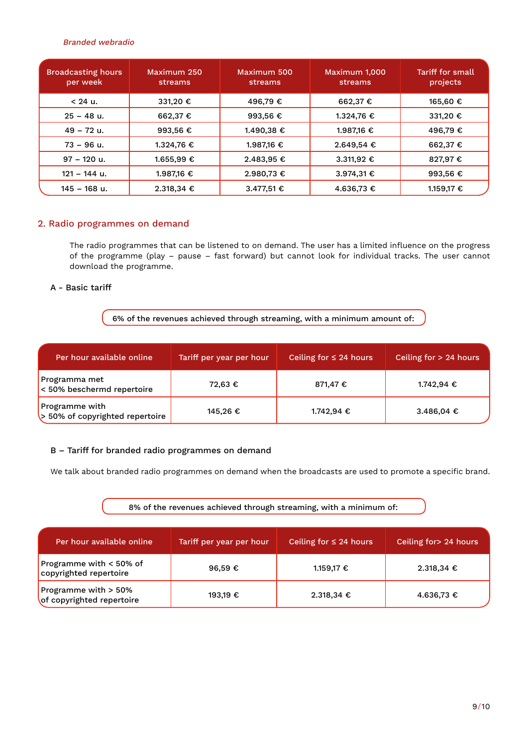*Branded webradio*

| Broadcasting hours per week | Maximum 250 streams | Maximum 500 streams | Maximum 1,000 streams | Tariff for small projects |
|---|---|---|---|---|
| < 24 u. | 331,20 € | 496,79 € | 662,37 € | 165,60 € |
| 25 – 48 u. | 662,37 € | 993,56 € | 1.324,76 € | 331,20 € |
| 49 – 72 u. | 993,56 € | 1.490,38 € | 1.987,16 € | 496,79 € |
| 73 – 96 u. | 1.324,76 € | 1.987,16 € | 2.649,54 € | 662,37 € |
| 97 – 120 u. | 1.655,99 € | 2.483,95 € | 3.311,92 € | 827,97 € |
| 121 – 144 u. | 1.987,16 € | 2.980,73 € | 3.974,31 € | 993,56 € |
| 145 – 168 u. | 2.318,34 € | 3.477,51 € | 4.636,73 € | 1.159,17 € |

## 2. Radio programmes on demand

The radio programmes that can be listened to on demand. The user has a limited influence on the progress of the programme (play – pause – fast forward) but cannot look for individual tracks. The user cannot download the programme.

### A - Basic tariff

6% of the revenues achieved through streaming, with a minimum amount of:

| Per hour available online | Tariff per year per hour | Ceiling for ≤ 24 hours | Ceiling for > 24 hours |
|---|---|---|---|
| Programma met < 50% beschermd repertoire | 72,63 € | 871,47 € | 1.742,94 € |
| Programme with > 50% of copyrighted repertoire | 145,26 € | 1.742,94 € | 3.486,04 € |

### B – Tariff for branded radio programmes on demand

We talk about branded radio programmes on demand when the broadcasts are used to promote a specific brand.

8% of the revenues achieved through streaming, with a minimum of:

| Per hour available online | Tariff per year per hour | Ceiling for ≤ 24 hours | Ceiling for> 24 hours |
|---|---|---|---|
| Programme with < 50% of copyrighted repertoire | 96,59 € | 1.159,17 € | 2.318,34 € |
| Programme with > 50% of copyrighted repertoire | 193,19 € | 2.318,34 € | 4.636,73 € |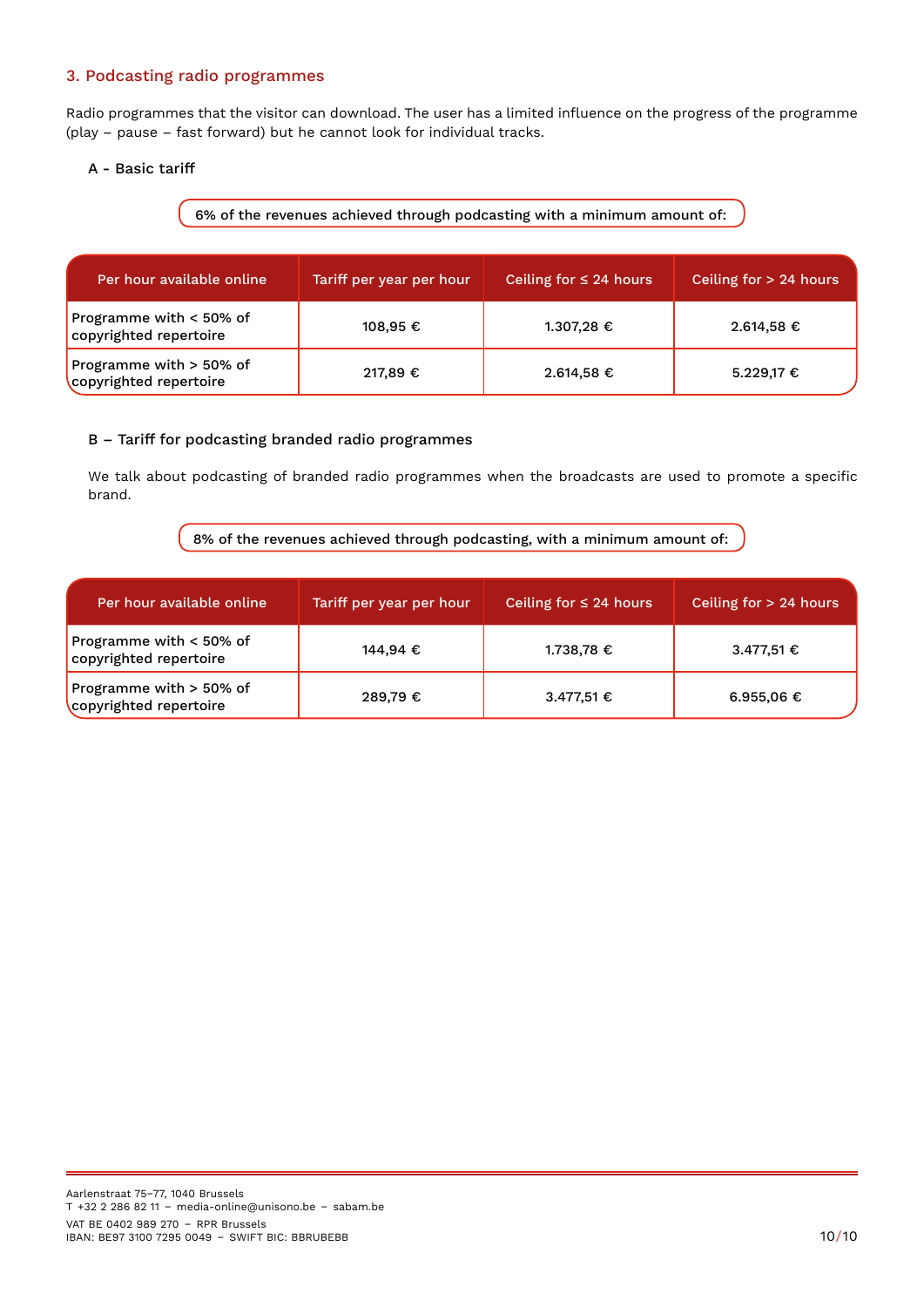## 3. Podcasting radio programmes

Radio programmes that the visitor can download. The user has a limited influence on the progress of the programme (play – pause – fast forward) but he cannot look for individual tracks.

### A - Basic tariff

6% of the revenues achieved through podcasting with a minimum amount of:

| Per hour available online | Tariff per year per hour | Ceiling for ≤ 24 hours | Ceiling for > 24 hours |
|---|---|---|---|
| Programme with < 50% of copyrighted repertoire | 108,95 € | 1.307,28 € | 2.614,58 € |
| Programme with > 50% of copyrighted repertoire | 217,89 € | 2.614,58 € | 5.229,17 € |

### B – Tariff for podcasting branded radio programmes

We talk about podcasting of branded radio programmes when the broadcasts are used to promote a specific brand.

8% of the revenues achieved through podcasting, with a minimum amount of:

| Per hour available online | Tariff per year per hour | Ceiling for ≤ 24 hours | Ceiling for > 24 hours |
|---|---|---|---|
| Programme with < 50% of copyrighted repertoire | 144,94 € | 1.738,78 € | 3.477,51 € |
| Programme with > 50% of copyrighted repertoire | 289,79 € | 3.477,51 € | 6.955,06 € |

Aarlenstraat 75–77, 1040 Brussels
T +32 2 286 82 11 – media-online@unisono.be – sabam.be
VAT BE 0402 989 270 – RPR Brussels
IBAN: BE97 3100 7295 0049 – SWIFT BIC: BBRUBEBB